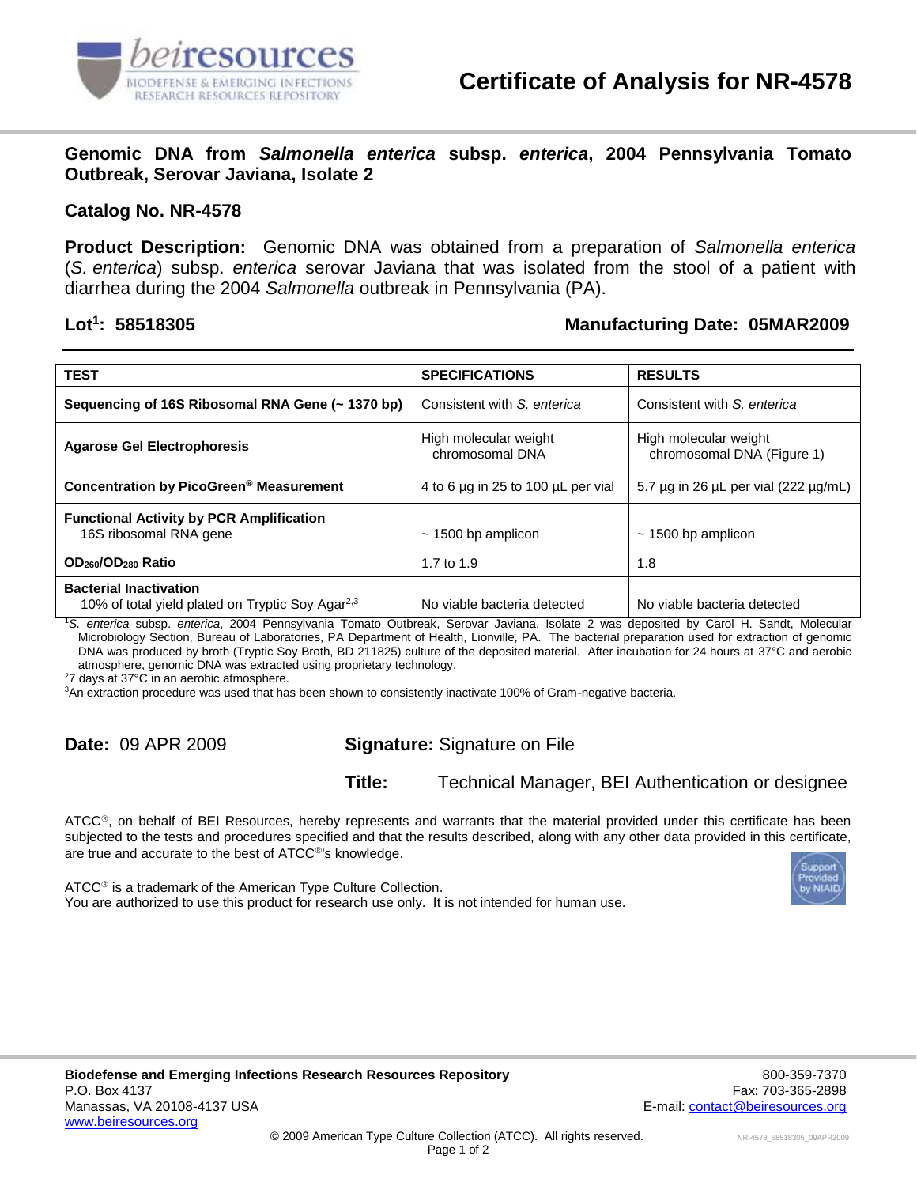# Certificate of Analysis for NR-4578

## Genomic DNA from *Salmonella enterica* subsp. *enterica*, 2004 Pennsylvania Tomato Outbreak, Serovar Javiana, Isolate 2

**Catalog No. NR-4578**

**Product Description:** Genomic DNA was obtained from a preparation of *Salmonella enterica* (*S. enterica*) subsp. *enterica* serovar Javiana that was isolated from the stool of a patient with diarrhea during the 2004 *Salmonella* outbreak in Pennsylvania (PA).

**Lot[1]: 58518305** **Manufacturing Date: 05MAR2009**

| TEST | SPECIFICATIONS | RESULTS |
|---|---|---|
| **Sequencing of 16S Ribosomal RNA Gene (~ 1370 bp)** | Consistent with *S. enterica* | Consistent with *S. enterica* |
| **Agarose Gel Electrophoresis** | High molecular weight chromosomal DNA | High molecular weight chromosomal DNA (Figure 1) |
| **Concentration by PicoGreen® Measurement** | 4 to 6 µg in 25 to 100 µL per vial | 5.7 µg in 26 µL per vial (222 µg/mL) |
| **Functional Activity by PCR Amplification** 16S ribosomal RNA gene | ~ 1500 bp amplicon | ~ 1500 bp amplicon |
| **$OD_{260}/OD_{280}$ Ratio** | 1.7 to 1.9 | 1.8 |
| **Bacterial Inactivation** 10% of total yield plated on Tryptic Soy Agar[2,3] | No viable bacteria detected | No viable bacteria detected |

[1]*S. enterica* subsp. *enterica*, 2004 Pennsylvania Tomato Outbreak, Serovar Javiana, Isolate 2 was deposited by Carol H. Sandt, Molecular Microbiology Section, Bureau of Laboratories, PA Department of Health, Lionville, PA. The bacterial preparation used for extraction of genomic DNA was produced by broth (Tryptic Soy Broth, BD 211825) culture of the deposited material. After incubation for 24 hours at 37°C and aerobic atmosphere, genomic DNA was extracted using proprietary technology.

[2]7 days at 37°C in an aerobic atmosphere.

[3]An extraction procedure was used that has been shown to consistently inactivate 100% of Gram-negative bacteria.

**Date:** 09 APR 2009 **Signature:** Signature on File

**Title:** Technical Manager, BEI Authentication or designee

ATCC®, on behalf of BEI Resources, hereby represents and warrants that the material provided under this certificate has been subjected to the tests and procedures specified and that the results described, along with any other data provided in this certificate, are true and accurate to the best of ATCC®'s knowledge.

ATCC® is a trademark of the American Type Culture Collection.
You are authorized to use this product for research use only. It is not intended for human use.

**Biodefense and Emerging Infections Research Resources Repository**
P.O. Box 4137
Manassas, VA 20108-4137 USA
www.beiresources.org

800-359-7370
Fax: 703-365-2898
E-mail: contact@beiresources.org

© 2009 American Type Culture Collection (ATCC). All rights reserved.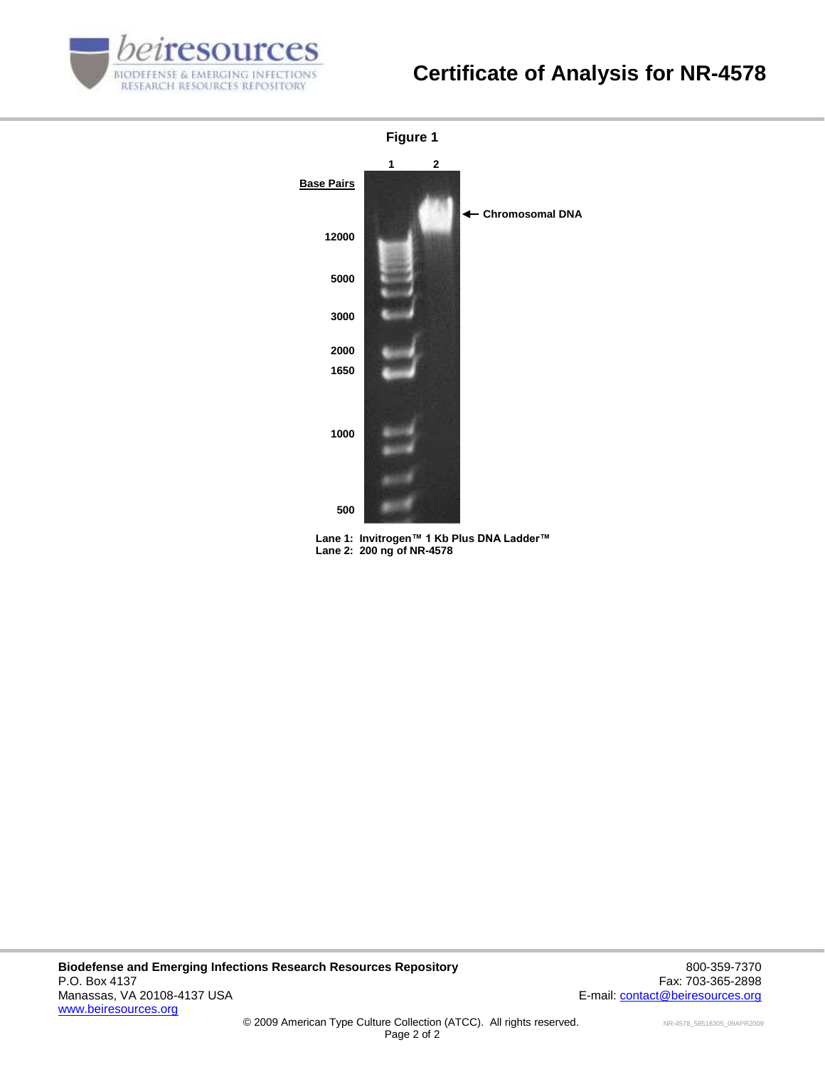# Certificate of Analysis for NR-4578

**Figure 1**

1 2

Base Pairs

Chromosomal DNA

12000

5000

3000

2000

1650

1000

500

**Lane 1: Invitrogen™ 1 Kb Plus DNA Ladder™**
**Lane 2: 200 ng of NR-4578**

**Biodefense and Emerging Infections Research Resources Repository**
P.O. Box 4137
Manassas, VA 20108-4137 USA
www.beiresources.org

800-359-7370
Fax: 703-365-2898
E-mail: contact@beiresources.org

© 2009 American Type Culture Collection (ATCC). All rights reserved.